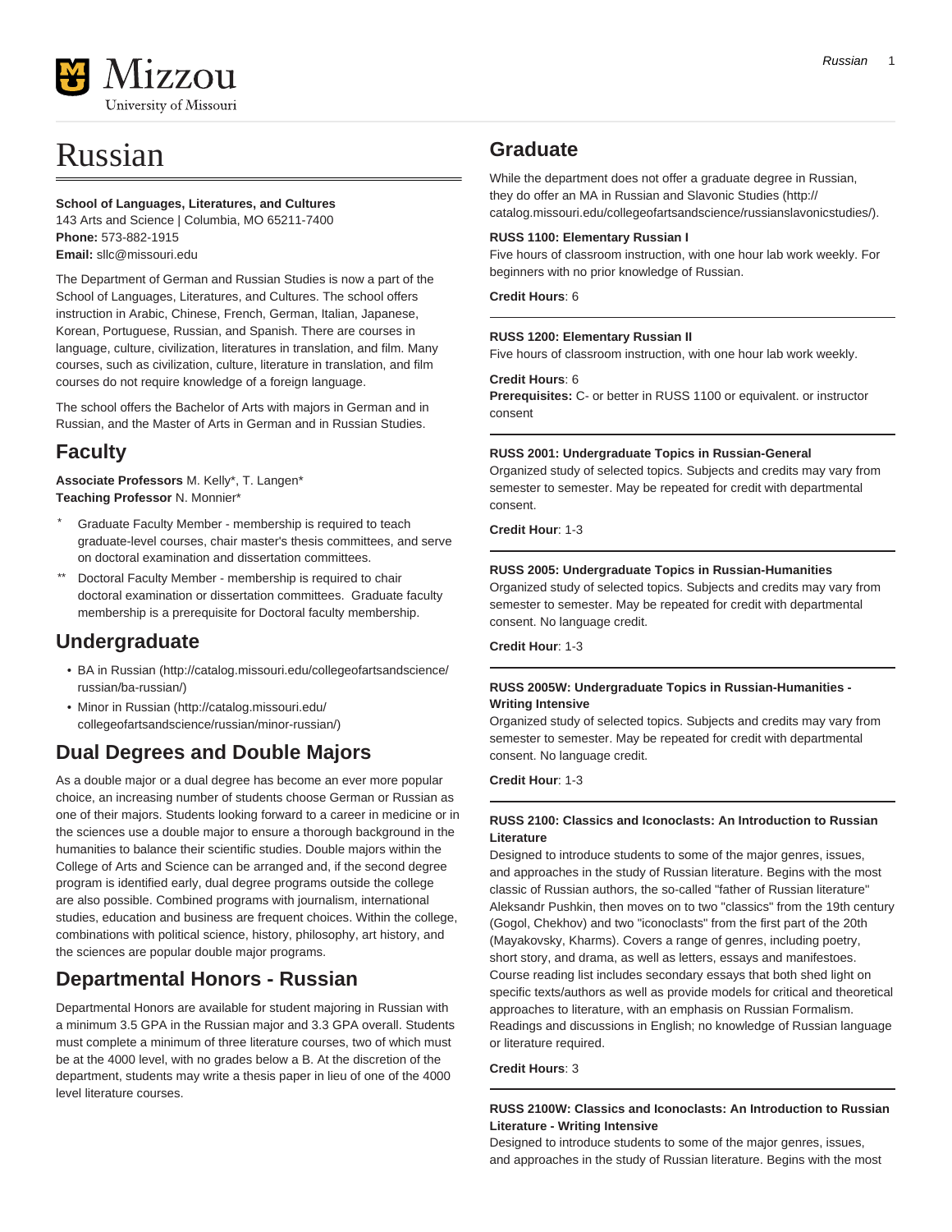# Russian

**School of Languages, Literatures, and Cultures**
143 Arts and Science | Columbia, MO 65211-7400
**Phone:** 573-882-1915
**Email:** sllc@missouri.edu

The Department of German and Russian Studies is now a part of the School of Languages, Literatures, and Cultures. The school offers instruction in Arabic, Chinese, French, German, Italian, Japanese, Korean, Portuguese, Russian, and Spanish. There are courses in language, culture, civilization, literatures in translation, and film. Many courses, such as civilization, culture, literature in translation, and film courses do not require knowledge of a foreign language.

The school offers the Bachelor of Arts with majors in German and in Russian, and the Master of Arts in German and in Russian Studies.

## Faculty

**Associate Professors** M. Kelly*, T. Langen*
**Teaching Professor** N. Monnier*

- \* Graduate Faculty Member - membership is required to teach graduate-level courses, chair master's thesis committees, and serve on doctoral examination and dissertation committees.
- \*\* Doctoral Faculty Member - membership is required to chair doctoral examination or dissertation committees. Graduate faculty membership is a prerequisite for Doctoral faculty membership.

## Undergraduate

- BA in Russian (http://catalog.missouri.edu/collegeofartsandscience/russian/ba-russian/)
- Minor in Russian (http://catalog.missouri.edu/collegeofartsandscience/russian/minor-russian/)

## Dual Degrees and Double Majors

As a double major or a dual degree has become an ever more popular choice, an increasing number of students choose German or Russian as one of their majors. Students looking forward to a career in medicine or in the sciences use a double major to ensure a thorough background in the humanities to balance their scientific studies. Double majors within the College of Arts and Science can be arranged and, if the second degree program is identified early, dual degree programs outside the college are also possible. Combined programs with journalism, international studies, education and business are frequent choices. Within the college, combinations with political science, history, philosophy, art history, and the sciences are popular double major programs.

## Departmental Honors - Russian

Departmental Honors are available for student majoring in Russian with a minimum 3.5 GPA in the Russian major and 3.3 GPA overall. Students must complete a minimum of three literature courses, two of which must be at the 4000 level, with no grades below a B. At the discretion of the department, students may write a thesis paper in lieu of one of the 4000 level literature courses.

## Graduate

While the department does not offer a graduate degree in Russian, they do offer an MA in Russian and Slavonic Studies (http://catalog.missouri.edu/collegeofartsandscience/russianslavonicstudies/).

**RUSS 1100: Elementary Russian I**
Five hours of classroom instruction, with one hour lab work weekly. For beginners with no prior knowledge of Russian.

**Credit Hours**: 6

---

**RUSS 1200: Elementary Russian II**
Five hours of classroom instruction, with one hour lab work weekly.

**Credit Hours**: 6
**Prerequisites:** C- or better in RUSS 1100 or equivalent. or instructor consent

---

**RUSS 2001: Undergraduate Topics in Russian-General**
Organized study of selected topics. Subjects and credits may vary from semester to semester. May be repeated for credit with departmental consent.

**Credit Hour**: 1-3

---

**RUSS 2005: Undergraduate Topics in Russian-Humanities**
Organized study of selected topics. Subjects and credits may vary from semester to semester. May be repeated for credit with departmental consent. No language credit.

**Credit Hour**: 1-3

---

**RUSS 2005W: Undergraduate Topics in Russian-Humanities - Writing Intensive**
Organized study of selected topics. Subjects and credits may vary from semester to semester. May be repeated for credit with departmental consent. No language credit.

**Credit Hour**: 1-3

---

**RUSS 2100: Classics and Iconoclasts: An Introduction to Russian Literature**
Designed to introduce students to some of the major genres, issues, and approaches in the study of Russian literature. Begins with the most classic of Russian authors, the so-called "father of Russian literature" Aleksandr Pushkin, then moves on to two "classics" from the 19th century (Gogol, Chekhov) and two "iconoclasts" from the first part of the 20th (Mayakovsky, Kharms). Covers a range of genres, including poetry, short story, and drama, as well as letters, essays and manifestoes. Course reading list includes secondary essays that both shed light on specific texts/authors as well as provide models for critical and theoretical approaches to literature, with an emphasis on Russian Formalism. Readings and discussions in English; no knowledge of Russian language or literature required.

**Credit Hours**: 3

---

**RUSS 2100W: Classics and Iconoclasts: An Introduction to Russian Literature - Writing Intensive**
Designed to introduce students to some of the major genres, issues, and approaches in the study of Russian literature. Begins with the most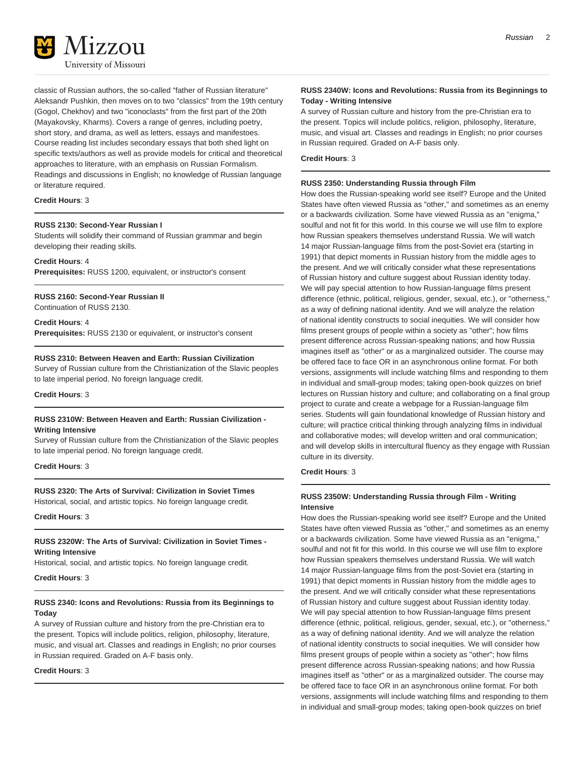classic of Russian authors, the so-called "father of Russian literature" Aleksandr Pushkin, then moves on to two "classics" from the 19th century (Gogol, Chekhov) and two "iconoclasts" from the first part of the 20th (Mayakovsky, Kharms). Covers a range of genres, including poetry, short story, and drama, as well as letters, essays and manifestoes. Course reading list includes secondary essays that both shed light on specific texts/authors as well as provide models for critical and theoretical approaches to literature, with an emphasis on Russian Formalism. Readings and discussions in English; no knowledge of Russian language or literature required.

**Credit Hours**: 3

---

**RUSS 2130: Second-Year Russian I**

Students will solidify their command of Russian grammar and begin developing their reading skills.

**Credit Hours**: 4
**Prerequisites:** RUSS 1200, equivalent, or instructor's consent

---

**RUSS 2160: Second-Year Russian II**

Continuation of RUSS 2130.

**Credit Hours**: 4
**Prerequisites:** RUSS 2130 or equivalent, or instructor's consent

---

**RUSS 2310: Between Heaven and Earth: Russian Civilization**

Survey of Russian culture from the Christianization of the Slavic peoples to late imperial period. No foreign language credit.

**Credit Hours**: 3

---

**RUSS 2310W: Between Heaven and Earth: Russian Civilization - Writing Intensive**

Survey of Russian culture from the Christianization of the Slavic peoples to late imperial period. No foreign language credit.

**Credit Hours**: 3

---

**RUSS 2320: The Arts of Survival: Civilization in Soviet Times**

Historical, social, and artistic topics. No foreign language credit.

**Credit Hours**: 3

---

**RUSS 2320W: The Arts of Survival: Civilization in Soviet Times - Writing Intensive**

Historical, social, and artistic topics. No foreign language credit.

**Credit Hours**: 3

---

**RUSS 2340: Icons and Revolutions: Russia from its Beginnings to Today**

A survey of Russian culture and history from the pre-Christian era to the present. Topics will include politics, religion, philosophy, literature, music, and visual art. Classes and readings in English; no prior courses in Russian required. Graded on A-F basis only.

**Credit Hours**: 3

---

**RUSS 2340W: Icons and Revolutions: Russia from its Beginnings to Today - Writing Intensive**

A survey of Russian culture and history from the pre-Christian era to the present. Topics will include politics, religion, philosophy, literature, music, and visual art. Classes and readings in English; no prior courses in Russian required. Graded on A-F basis only.

**Credit Hours**: 3

---

**RUSS 2350: Understanding Russia through Film**

How does the Russian-speaking world see itself? Europe and the United States have often viewed Russia as "other," and sometimes as an enemy or a backwards civilization. Some have viewed Russia as an "enigma," soulful and not fit for this world. In this course we will use film to explore how Russian speakers themselves understand Russia. We will watch 14 major Russian-language films from the post-Soviet era (starting in 1991) that depict moments in Russian history from the middle ages to the present. And we will critically consider what these representations of Russian history and culture suggest about Russian identity today. We will pay special attention to how Russian-language films present difference (ethnic, political, religious, gender, sexual, etc.), or "otherness," as a way of defining national identity. And we will analyze the relation of national identity constructs to social inequities. We will consider how films present groups of people within a society as "other"; how films present difference across Russian-speaking nations; and how Russia imagines itself as "other" or as a marginalized outsider. The course may be offered face to face OR in an asynchronous online format. For both versions, assignments will include watching films and responding to them in individual and small-group modes; taking open-book quizzes on brief lectures on Russian history and culture; and collaborating on a final group project to curate and create a webpage for a Russian-language film series. Students will gain foundational knowledge of Russian history and culture; will practice critical thinking through analyzing films in individual and collaborative modes; will develop written and oral communication; and will develop skills in intercultural fluency as they engage with Russian culture in its diversity.

**Credit Hours**: 3

---

**RUSS 2350W: Understanding Russia through Film - Writing Intensive**

How does the Russian-speaking world see itself? Europe and the United States have often viewed Russia as "other," and sometimes as an enemy or a backwards civilization. Some have viewed Russia as an "enigma," soulful and not fit for this world. In this course we will use film to explore how Russian speakers themselves understand Russia. We will watch 14 major Russian-language films from the post-Soviet era (starting in 1991) that depict moments in Russian history from the middle ages to the present. And we will critically consider what these representations of Russian history and culture suggest about Russian identity today. We will pay special attention to how Russian-language films present difference (ethnic, political, religious, gender, sexual, etc.), or "otherness," as a way of defining national identity. And we will analyze the relation of national identity constructs to social inequities. We will consider how films present groups of people within a society as "other"; how films present difference across Russian-speaking nations; and how Russia imagines itself as "other" or as a marginalized outsider. The course may be offered face to face OR in an asynchronous online format. For both versions, assignments will include watching films and responding to them in individual and small-group modes; taking open-book quizzes on brief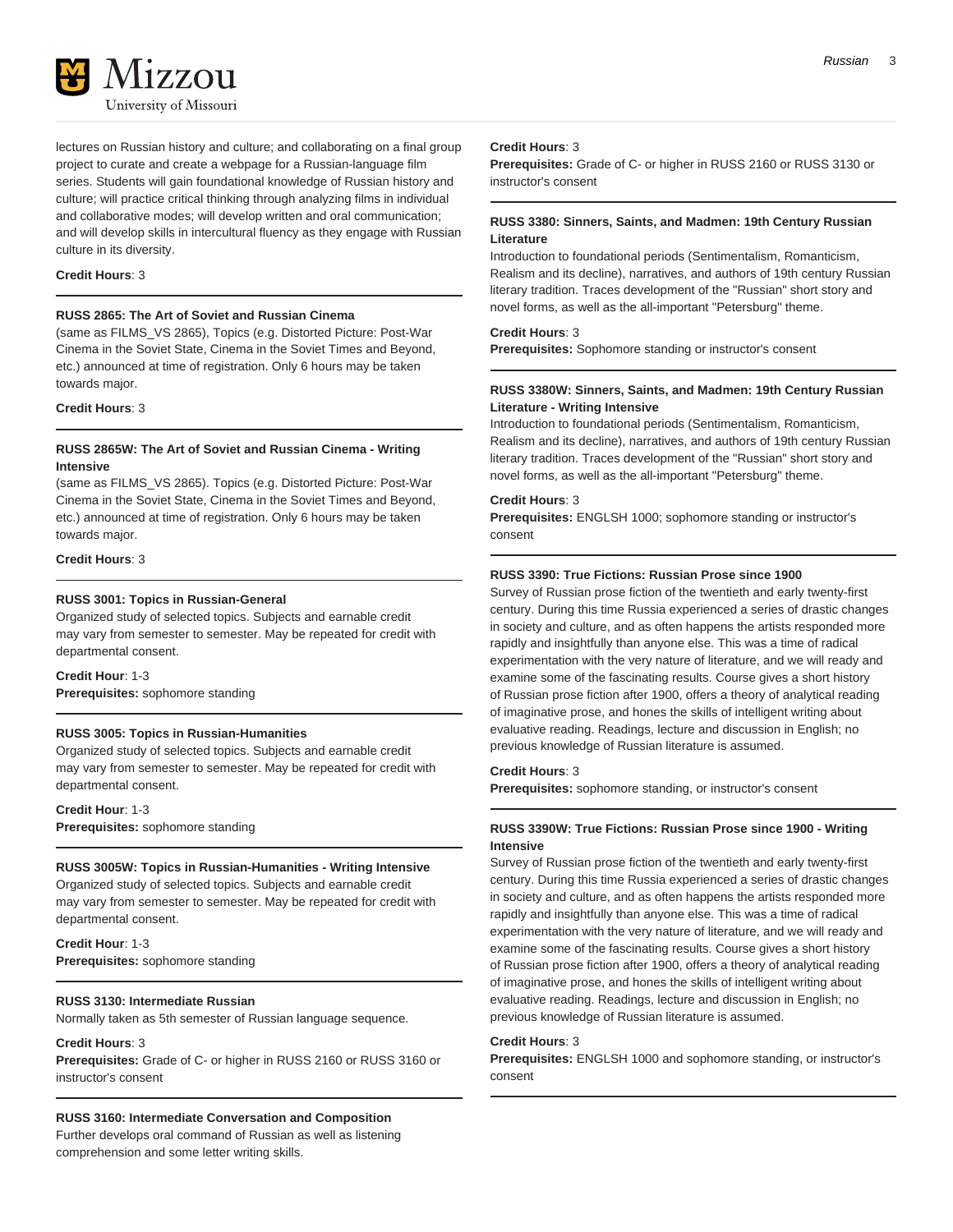lectures on Russian history and culture; and collaborating on a final group project to curate and create a webpage for a Russian-language film series. Students will gain foundational knowledge of Russian history and culture; will practice critical thinking through analyzing films in individual and collaborative modes; will develop written and oral communication; and will develop skills in intercultural fluency as they engage with Russian culture in its diversity.

**Credit Hours**: 3

---

**RUSS 2865: The Art of Soviet and Russian Cinema**

(same as FILMS_VS 2865), Topics (e.g. Distorted Picture: Post-War Cinema in the Soviet State, Cinema in the Soviet Times and Beyond, etc.) announced at time of registration. Only 6 hours may be taken towards major.

**Credit Hours**: 3

---

**RUSS 2865W: The Art of Soviet and Russian Cinema - Writing Intensive**

(same as FILMS_VS 2865). Topics (e.g. Distorted Picture: Post-War Cinema in the Soviet State, Cinema in the Soviet Times and Beyond, etc.) announced at time of registration. Only 6 hours may be taken towards major.

**Credit Hours**: 3

---

**RUSS 3001: Topics in Russian-General**

Organized study of selected topics. Subjects and earnable credit may vary from semester to semester. May be repeated for credit with departmental consent.

**Credit Hour**: 1-3
**Prerequisites:** sophomore standing

---

**RUSS 3005: Topics in Russian-Humanities**

Organized study of selected topics. Subjects and earnable credit may vary from semester to semester. May be repeated for credit with departmental consent.

**Credit Hour**: 1-3
**Prerequisites:** sophomore standing

---

**RUSS 3005W: Topics in Russian-Humanities - Writing Intensive**

Organized study of selected topics. Subjects and earnable credit may vary from semester to semester. May be repeated for credit with departmental consent.

**Credit Hour**: 1-3
**Prerequisites:** sophomore standing

---

**RUSS 3130: Intermediate Russian**

Normally taken as 5th semester of Russian language sequence.

**Credit Hours**: 3
**Prerequisites:** Grade of C- or higher in RUSS 2160 or RUSS 3160 or instructor's consent

---

**RUSS 3160: Intermediate Conversation and Composition**

Further develops oral command of Russian as well as listening comprehension and some letter writing skills.

**Credit Hours**: 3
**Prerequisites:** Grade of C- or higher in RUSS 2160 or RUSS 3130 or instructor's consent

---

**RUSS 3380: Sinners, Saints, and Madmen: 19th Century Russian Literature**

Introduction to foundational periods (Sentimentalism, Romanticism, Realism and its decline), narratives, and authors of 19th century Russian literary tradition. Traces development of the "Russian" short story and novel forms, as well as the all-important "Petersburg" theme.

**Credit Hours**: 3
**Prerequisites:** Sophomore standing or instructor's consent

---

**RUSS 3380W: Sinners, Saints, and Madmen: 19th Century Russian Literature - Writing Intensive**

Introduction to foundational periods (Sentimentalism, Romanticism, Realism and its decline), narratives, and authors of 19th century Russian literary tradition. Traces development of the "Russian" short story and novel forms, as well as the all-important "Petersburg" theme.

**Credit Hours**: 3
**Prerequisites:** ENGLSH 1000; sophomore standing or instructor's consent

---

**RUSS 3390: True Fictions: Russian Prose since 1900**

Survey of Russian prose fiction of the twentieth and early twenty-first century. During this time Russia experienced a series of drastic changes in society and culture, and as often happens the artists responded more rapidly and insightfully than anyone else. This was a time of radical experimentation with the very nature of literature, and we will ready and examine some of the fascinating results. Course gives a short history of Russian prose fiction after 1900, offers a theory of analytical reading of imaginative prose, and hones the skills of intelligent writing about evaluative reading. Readings, lecture and discussion in English; no previous knowledge of Russian literature is assumed.

**Credit Hours**: 3
**Prerequisites:** sophomore standing, or instructor's consent

---

**RUSS 3390W: True Fictions: Russian Prose since 1900 - Writing Intensive**

Survey of Russian prose fiction of the twentieth and early twenty-first century. During this time Russia experienced a series of drastic changes in society and culture, and as often happens the artists responded more rapidly and insightfully than anyone else. This was a time of radical experimentation with the very nature of literature, and we will ready and examine some of the fascinating results. Course gives a short history of Russian prose fiction after 1900, offers a theory of analytical reading of imaginative prose, and hones the skills of intelligent writing about evaluative reading. Readings, lecture and discussion in English; no previous knowledge of Russian literature is assumed.

**Credit Hours**: 3
**Prerequisites:** ENGLSH 1000 and sophomore standing, or instructor's consent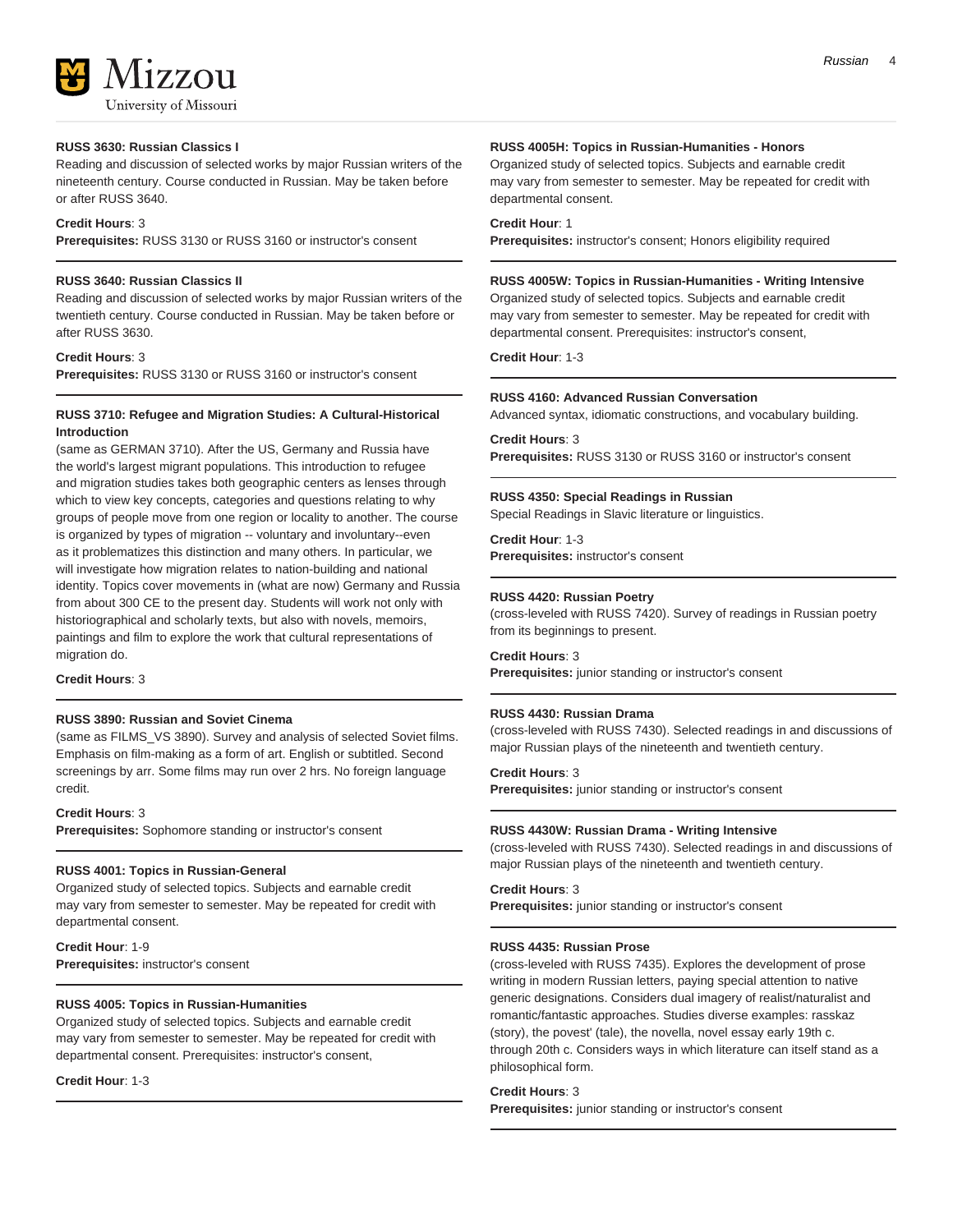#### RUSS 3630: Russian Classics I

Reading and discussion of selected works by major Russian writers of the nineteenth century. Course conducted in Russian. May be taken before or after RUSS 3640.

**Credit Hours**: 3
**Prerequisites:** RUSS 3130 or RUSS 3160 or instructor's consent

#### RUSS 3640: Russian Classics II

Reading and discussion of selected works by major Russian writers of the twentieth century. Course conducted in Russian. May be taken before or after RUSS 3630.

**Credit Hours**: 3
**Prerequisites:** RUSS 3130 or RUSS 3160 or instructor's consent

#### RUSS 3710: Refugee and Migration Studies: A Cultural-Historical Introduction

(same as GERMAN 3710). After the US, Germany and Russia have the world's largest migrant populations. This introduction to refugee and migration studies takes both geographic centers as lenses through which to view key concepts, categories and questions relating to why groups of people move from one region or locality to another. The course is organized by types of migration -- voluntary and involuntary--even as it problematizes this distinction and many others. In particular, we will investigate how migration relates to nation-building and national identity. Topics cover movements in (what are now) Germany and Russia from about 300 CE to the present day. Students will work not only with historiographical and scholarly texts, but also with novels, memoirs, paintings and film to explore the work that cultural representations of migration do.

**Credit Hours**: 3

#### RUSS 3890: Russian and Soviet Cinema

(same as FILMS_VS 3890). Survey and analysis of selected Soviet films. Emphasis on film-making as a form of art. English or subtitled. Second screenings by arr. Some films may run over 2 hrs. No foreign language credit.

**Credit Hours**: 3
**Prerequisites:** Sophomore standing or instructor's consent

#### RUSS 4001: Topics in Russian-General

Organized study of selected topics. Subjects and earnable credit may vary from semester to semester. May be repeated for credit with departmental consent.

**Credit Hour**: 1-9
**Prerequisites:** instructor's consent

#### RUSS 4005: Topics in Russian-Humanities

Organized study of selected topics. Subjects and earnable credit may vary from semester to semester. May be repeated for credit with departmental consent. Prerequisites: instructor's consent,

**Credit Hour**: 1-3

#### RUSS 4005H: Topics in Russian-Humanities - Honors

Organized study of selected topics. Subjects and earnable credit may vary from semester to semester. May be repeated for credit with departmental consent.

**Credit Hour**: 1
**Prerequisites:** instructor's consent; Honors eligibility required

#### RUSS 4005W: Topics in Russian-Humanities - Writing Intensive

Organized study of selected topics. Subjects and earnable credit may vary from semester to semester. May be repeated for credit with departmental consent. Prerequisites: instructor's consent,

**Credit Hour**: 1-3

#### RUSS 4160: Advanced Russian Conversation

Advanced syntax, idiomatic constructions, and vocabulary building.

**Credit Hours**: 3
**Prerequisites:** RUSS 3130 or RUSS 3160 or instructor's consent

#### RUSS 4350: Special Readings in Russian

Special Readings in Slavic literature or linguistics.

**Credit Hour**: 1-3
**Prerequisites:** instructor's consent

#### RUSS 4420: Russian Poetry

(cross-leveled with RUSS 7420). Survey of readings in Russian poetry from its beginnings to present.

**Credit Hours**: 3
**Prerequisites:** junior standing or instructor's consent

#### RUSS 4430: Russian Drama

(cross-leveled with RUSS 7430). Selected readings in and discussions of major Russian plays of the nineteenth and twentieth century.

**Credit Hours**: 3
**Prerequisites:** junior standing or instructor's consent

#### RUSS 4430W: Russian Drama - Writing Intensive

(cross-leveled with RUSS 7430). Selected readings in and discussions of major Russian plays of the nineteenth and twentieth century.

**Credit Hours**: 3
**Prerequisites:** junior standing or instructor's consent

#### RUSS 4435: Russian Prose

(cross-leveled with RUSS 7435). Explores the development of prose writing in modern Russian letters, paying special attention to native generic designations. Considers dual imagery of realist/naturalist and romantic/fantastic approaches. Studies diverse examples: rasskaz (story), the povest' (tale), the novella, novel essay early 19th c. through 20th c. Considers ways in which literature can itself stand as a philosophical form.

**Credit Hours**: 3
**Prerequisites:** junior standing or instructor's consent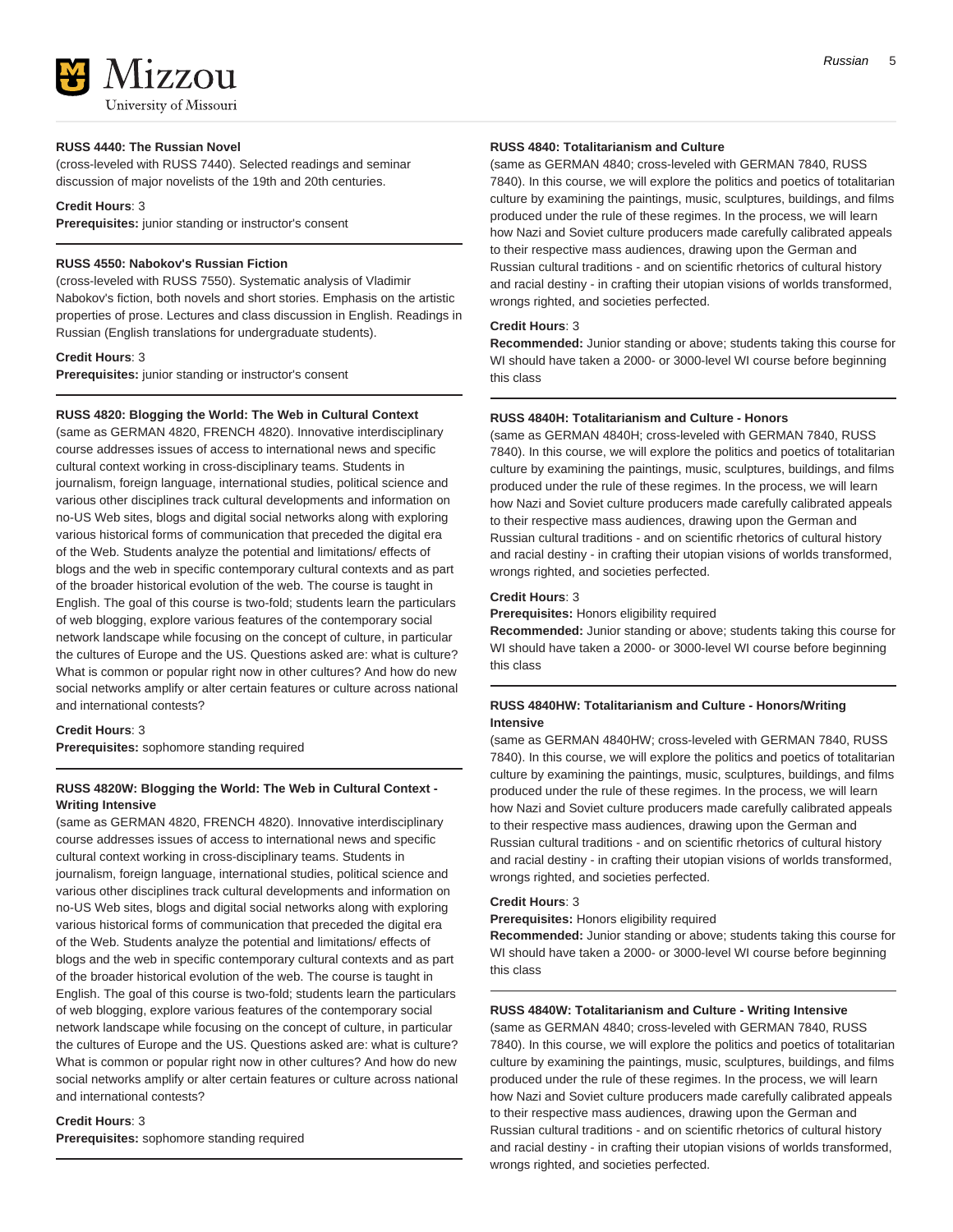#### RUSS 4440: The Russian Novel

(cross-leveled with RUSS 7440). Selected readings and seminar discussion of major novelists of the 19th and 20th centuries.

**Credit Hours**: 3
**Prerequisites:** junior standing or instructor's consent

#### RUSS 4550: Nabokov's Russian Fiction

(cross-leveled with RUSS 7550). Systematic analysis of Vladimir Nabokov's fiction, both novels and short stories. Emphasis on the artistic properties of prose. Lectures and class discussion in English. Readings in Russian (English translations for undergraduate students).

**Credit Hours**: 3
**Prerequisites:** junior standing or instructor's consent

#### RUSS 4820: Blogging the World: The Web in Cultural Context

(same as GERMAN 4820, FRENCH 4820). Innovative interdisciplinary course addresses issues of access to international news and specific cultural context working in cross-disciplinary teams. Students in journalism, foreign language, international studies, political science and various other disciplines track cultural developments and information on no-US Web sites, blogs and digital social networks along with exploring various historical forms of communication that preceded the digital era of the Web. Students analyze the potential and limitations/ effects of blogs and the web in specific contemporary cultural contexts and as part of the broader historical evolution of the web. The course is taught in English. The goal of this course is two-fold; students learn the particulars of web blogging, explore various features of the contemporary social network landscape while focusing on the concept of culture, in particular the cultures of Europe and the US. Questions asked are: what is culture? What is common or popular right now in other cultures? And how do new social networks amplify or alter certain features or culture across national and international contests?

**Credit Hours**: 3
**Prerequisites:** sophomore standing required

#### RUSS 4820W: Blogging the World: The Web in Cultural Context - Writing Intensive

(same as GERMAN 4820, FRENCH 4820). Innovative interdisciplinary course addresses issues of access to international news and specific cultural context working in cross-disciplinary teams. Students in journalism, foreign language, international studies, political science and various other disciplines track cultural developments and information on no-US Web sites, blogs and digital social networks along with exploring various historical forms of communication that preceded the digital era of the Web. Students analyze the potential and limitations/ effects of blogs and the web in specific contemporary cultural contexts and as part of the broader historical evolution of the web. The course is taught in English. The goal of this course is two-fold; students learn the particulars of web blogging, explore various features of the contemporary social network landscape while focusing on the concept of culture, in particular the cultures of Europe and the US. Questions asked are: what is culture? What is common or popular right now in other cultures? And how do new social networks amplify or alter certain features or culture across national and international contests?

**Credit Hours**: 3
**Prerequisites:** sophomore standing required

#### RUSS 4840: Totalitarianism and Culture

(same as GERMAN 4840; cross-leveled with GERMAN 7840, RUSS 7840). In this course, we will explore the politics and poetics of totalitarian culture by examining the paintings, music, sculptures, buildings, and films produced under the rule of these regimes. In the process, we will learn how Nazi and Soviet culture producers made carefully calibrated appeals to their respective mass audiences, drawing upon the German and Russian cultural traditions - and on scientific rhetorics of cultural history and racial destiny - in crafting their utopian visions of worlds transformed, wrongs righted, and societies perfected.

**Credit Hours**: 3
**Recommended:** Junior standing or above; students taking this course for WI should have taken a 2000- or 3000-level WI course before beginning this class

#### RUSS 4840H: Totalitarianism and Culture - Honors

(same as GERMAN 4840H; cross-leveled with GERMAN 7840, RUSS 7840). In this course, we will explore the politics and poetics of totalitarian culture by examining the paintings, music, sculptures, buildings, and films produced under the rule of these regimes. In the process, we will learn how Nazi and Soviet culture producers made carefully calibrated appeals to their respective mass audiences, drawing upon the German and Russian cultural traditions - and on scientific rhetorics of cultural history and racial destiny - in crafting their utopian visions of worlds transformed, wrongs righted, and societies perfected.

**Credit Hours**: 3
**Prerequisites:** Honors eligibility required
**Recommended:** Junior standing or above; students taking this course for WI should have taken a 2000- or 3000-level WI course before beginning this class

#### RUSS 4840HW: Totalitarianism and Culture - Honors/Writing Intensive

(same as GERMAN 4840HW; cross-leveled with GERMAN 7840, RUSS 7840). In this course, we will explore the politics and poetics of totalitarian culture by examining the paintings, music, sculptures, buildings, and films produced under the rule of these regimes. In the process, we will learn how Nazi and Soviet culture producers made carefully calibrated appeals to their respective mass audiences, drawing upon the German and Russian cultural traditions - and on scientific rhetorics of cultural history and racial destiny - in crafting their utopian visions of worlds transformed, wrongs righted, and societies perfected.

**Credit Hours**: 3
**Prerequisites:** Honors eligibility required
**Recommended:** Junior standing or above; students taking this course for WI should have taken a 2000- or 3000-level WI course before beginning this class

#### RUSS 4840W: Totalitarianism and Culture - Writing Intensive

(same as GERMAN 4840; cross-leveled with GERMAN 7840, RUSS 7840). In this course, we will explore the politics and poetics of totalitarian culture by examining the paintings, music, sculptures, buildings, and films produced under the rule of these regimes. In the process, we will learn how Nazi and Soviet culture producers made carefully calibrated appeals to their respective mass audiences, drawing upon the German and Russian cultural traditions - and on scientific rhetorics of cultural history and racial destiny - in crafting their utopian visions of worlds transformed, wrongs righted, and societies perfected.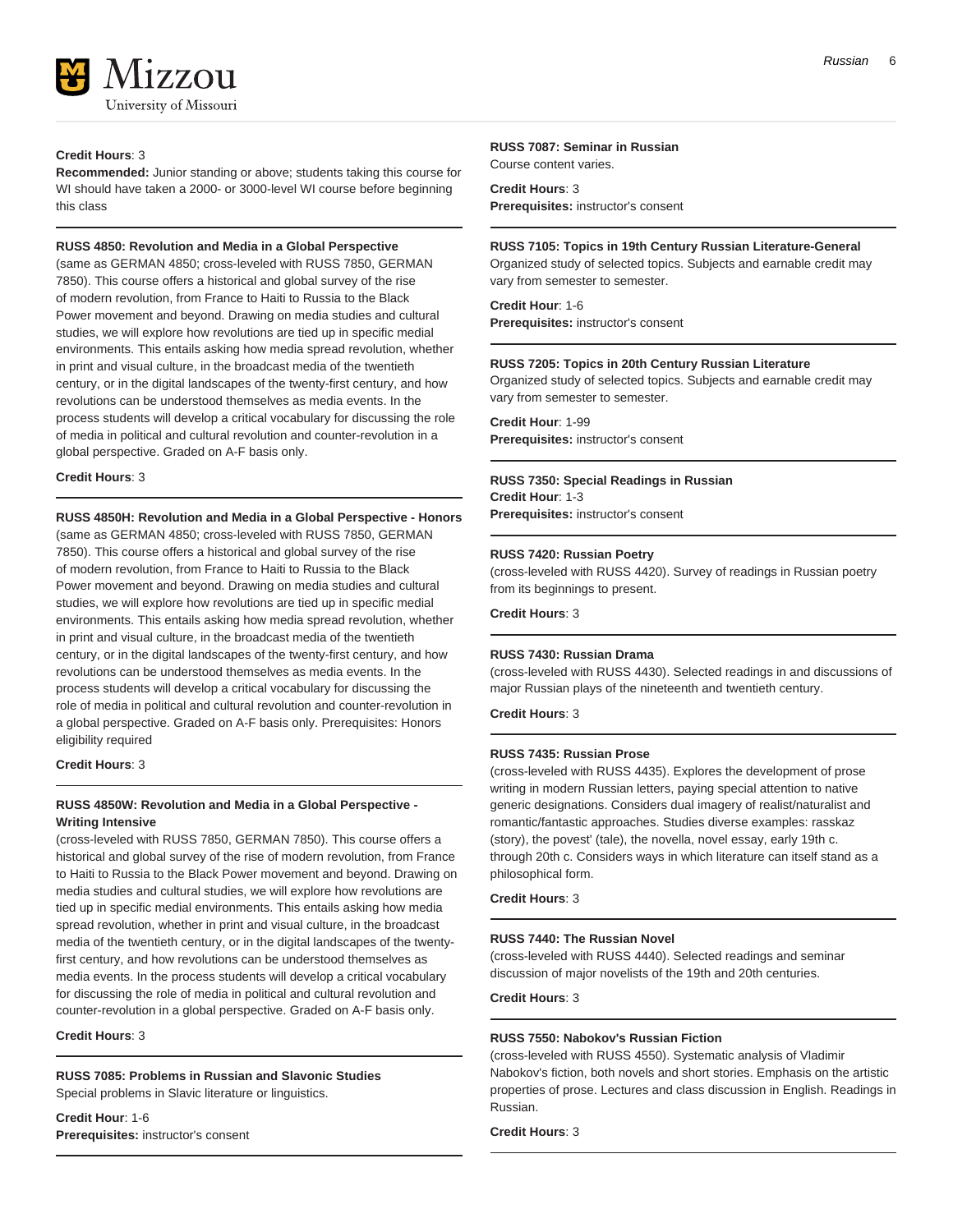**Credit Hours**: 3
**Recommended:** Junior standing or above; students taking this course for WI should have taken a 2000- or 3000-level WI course before beginning this class

**RUSS 4850: Revolution and Media in a Global Perspective**
(same as GERMAN 4850; cross-leveled with RUSS 7850, GERMAN 7850). This course offers a historical and global survey of the rise of modern revolution, from France to Haiti to Russia to the Black Power movement and beyond. Drawing on media studies and cultural studies, we will explore how revolutions are tied up in specific medial environments. This entails asking how media spread revolution, whether in print and visual culture, in the broadcast media of the twentieth century, or in the digital landscapes of the twenty-first century, and how revolutions can be understood themselves as media events. In the process students will develop a critical vocabulary for discussing the role of media in political and cultural revolution and counter-revolution in a global perspective. Graded on A-F basis only.

**Credit Hours**: 3

**RUSS 4850H: Revolution and Media in a Global Perspective - Honors**
(same as GERMAN 4850; cross-leveled with RUSS 7850, GERMAN 7850). This course offers a historical and global survey of the rise of modern revolution, from France to Haiti to Russia to the Black Power movement and beyond. Drawing on media studies and cultural studies, we will explore how revolutions are tied up in specific medial environments. This entails asking how media spread revolution, whether in print and visual culture, in the broadcast media of the twentieth century, or in the digital landscapes of the twenty-first century, and how revolutions can be understood themselves as media events. In the process students will develop a critical vocabulary for discussing the role of media in political and cultural revolution and counter-revolution in a global perspective. Graded on A-F basis only. Prerequisites: Honors eligibility required

**Credit Hours**: 3

**RUSS 4850W: Revolution and Media in a Global Perspective - Writing Intensive**
(cross-leveled with RUSS 7850, GERMAN 7850). This course offers a historical and global survey of the rise of modern revolution, from France to Haiti to Russia to the Black Power movement and beyond. Drawing on media studies and cultural studies, we will explore how revolutions are tied up in specific medial environments. This entails asking how media spread revolution, whether in print and visual culture, in the broadcast media of the twentieth century, or in the digital landscapes of the twenty-first century, and how revolutions can be understood themselves as media events. In the process students will develop a critical vocabulary for discussing the role of media in political and cultural revolution and counter-revolution in a global perspective. Graded on A-F basis only.

**Credit Hours**: 3

**RUSS 7085: Problems in Russian and Slavonic Studies**
Special problems in Slavic literature or linguistics.

**Credit Hour**: 1-6
**Prerequisites:** instructor's consent

**RUSS 7087: Seminar in Russian**
Course content varies.

**Credit Hours**: 3
**Prerequisites:** instructor's consent

**RUSS 7105: Topics in 19th Century Russian Literature-General**
Organized study of selected topics. Subjects and earnable credit may vary from semester to semester.

**Credit Hour**: 1-6
**Prerequisites:** instructor's consent

**RUSS 7205: Topics in 20th Century Russian Literature**
Organized study of selected topics. Subjects and earnable credit may vary from semester to semester.

**Credit Hour**: 1-99
**Prerequisites:** instructor's consent

**RUSS 7350: Special Readings in Russian**
**Credit Hour**: 1-3
**Prerequisites:** instructor's consent

**RUSS 7420: Russian Poetry**
(cross-leveled with RUSS 4420). Survey of readings in Russian poetry from its beginnings to present.

**Credit Hours**: 3

**RUSS 7430: Russian Drama**
(cross-leveled with RUSS 4430). Selected readings in and discussions of major Russian plays of the nineteenth and twentieth century.

**Credit Hours**: 3

**RUSS 7435: Russian Prose**
(cross-leveled with RUSS 4435). Explores the development of prose writing in modern Russian letters, paying special attention to native generic designations. Considers dual imagery of realist/naturalist and romantic/fantastic approaches. Studies diverse examples: rasskaz (story), the povest' (tale), the novella, novel essay, early 19th c. through 20th c. Considers ways in which literature can itself stand as a philosophical form.

**Credit Hours**: 3

**RUSS 7440: The Russian Novel**
(cross-leveled with RUSS 4440). Selected readings and seminar discussion of major novelists of the 19th and 20th centuries.

**Credit Hours**: 3

**RUSS 7550: Nabokov's Russian Fiction**
(cross-leveled with RUSS 4550). Systematic analysis of Vladimir Nabokov's fiction, both novels and short stories. Emphasis on the artistic properties of prose. Lectures and class discussion in English. Readings in Russian.

**Credit Hours**: 3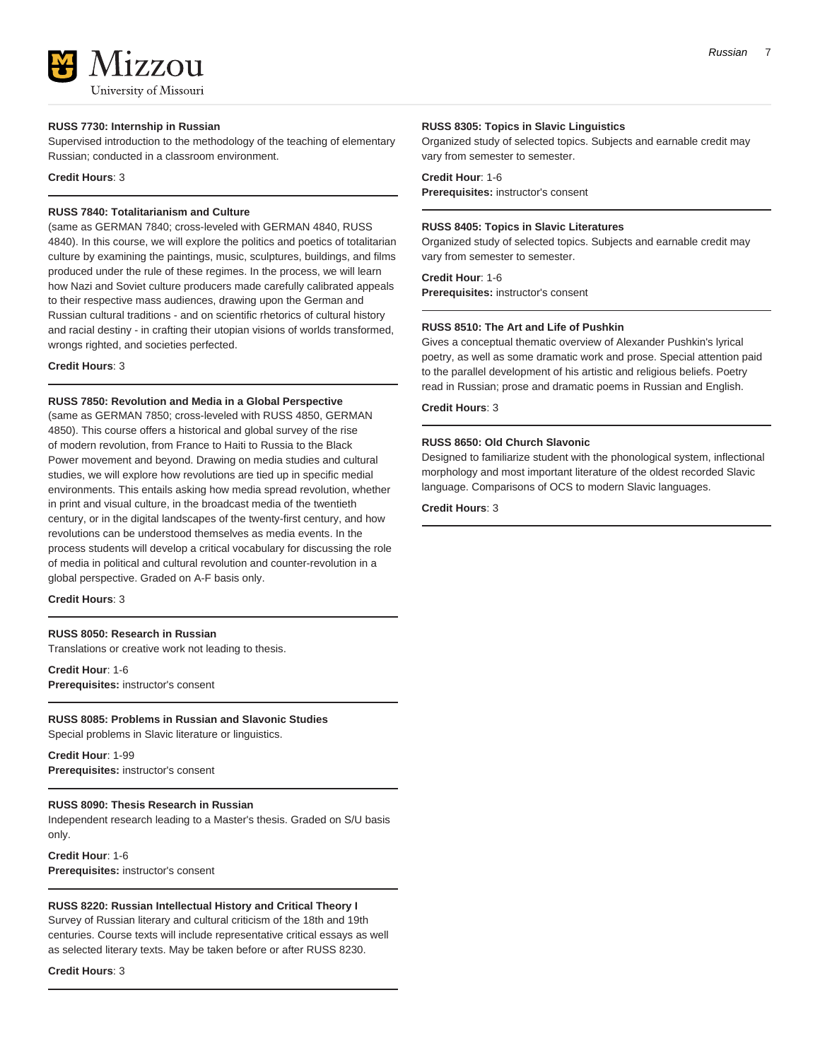**RUSS 7730: Internship in Russian**

Supervised introduction to the methodology of the teaching of elementary Russian; conducted in a classroom environment.

**Credit Hours**: 3

---

**RUSS 7840: Totalitarianism and Culture**

(same as GERMAN 7840; cross-leveled with GERMAN 4840, RUSS 4840). In this course, we will explore the politics and poetics of totalitarian culture by examining the paintings, music, sculptures, buildings, and films produced under the rule of these regimes. In the process, we will learn how Nazi and Soviet culture producers made carefully calibrated appeals to their respective mass audiences, drawing upon the German and Russian cultural traditions - and on scientific rhetorics of cultural history and racial destiny - in crafting their utopian visions of worlds transformed, wrongs righted, and societies perfected.

**Credit Hours**: 3

---

**RUSS 7850: Revolution and Media in a Global Perspective**

(same as GERMAN 7850; cross-leveled with RUSS 4850, GERMAN 4850). This course offers a historical and global survey of the rise of modern revolution, from France to Haiti to Russia to the Black Power movement and beyond. Drawing on media studies and cultural studies, we will explore how revolutions are tied up in specific medial environments. This entails asking how media spread revolution, whether in print and visual culture, in the broadcast media of the twentieth century, or in the digital landscapes of the twenty-first century, and how revolutions can be understood themselves as media events. In the process students will develop a critical vocabulary for discussing the role of media in political and cultural revolution and counter-revolution in a global perspective. Graded on A-F basis only.

**Credit Hours**: 3

---

**RUSS 8050: Research in Russian**

Translations or creative work not leading to thesis.

**Credit Hour**: 1-6
**Prerequisites:** instructor's consent

---

**RUSS 8085: Problems in Russian and Slavonic Studies**

Special problems in Slavic literature or linguistics.

**Credit Hour**: 1-99
**Prerequisites:** instructor's consent

---

**RUSS 8090: Thesis Research in Russian**

Independent research leading to a Master's thesis. Graded on S/U basis only.

**Credit Hour**: 1-6
**Prerequisites:** instructor's consent

---

**RUSS 8220: Russian Intellectual History and Critical Theory I**

Survey of Russian literary and cultural criticism of the 18th and 19th centuries. Course texts will include representative critical essays as well as selected literary texts. May be taken before or after RUSS 8230.

**Credit Hours**: 3

---

**RUSS 8305: Topics in Slavic Linguistics**

Organized study of selected topics. Subjects and earnable credit may vary from semester to semester.

**Credit Hour**: 1-6
**Prerequisites:** instructor's consent

---

**RUSS 8405: Topics in Slavic Literatures**

Organized study of selected topics. Subjects and earnable credit may vary from semester to semester.

**Credit Hour**: 1-6
**Prerequisites:** instructor's consent

---

**RUSS 8510: The Art and Life of Pushkin**

Gives a conceptual thematic overview of Alexander Pushkin's lyrical poetry, as well as some dramatic work and prose. Special attention paid to the parallel development of his artistic and religious beliefs. Poetry read in Russian; prose and dramatic poems in Russian and English.

**Credit Hours**: 3

---

**RUSS 8650: Old Church Slavonic**

Designed to familiarize student with the phonological system, inflectional morphology and most important literature of the oldest recorded Slavic language. Comparisons of OCS to modern Slavic languages.

**Credit Hours**: 3